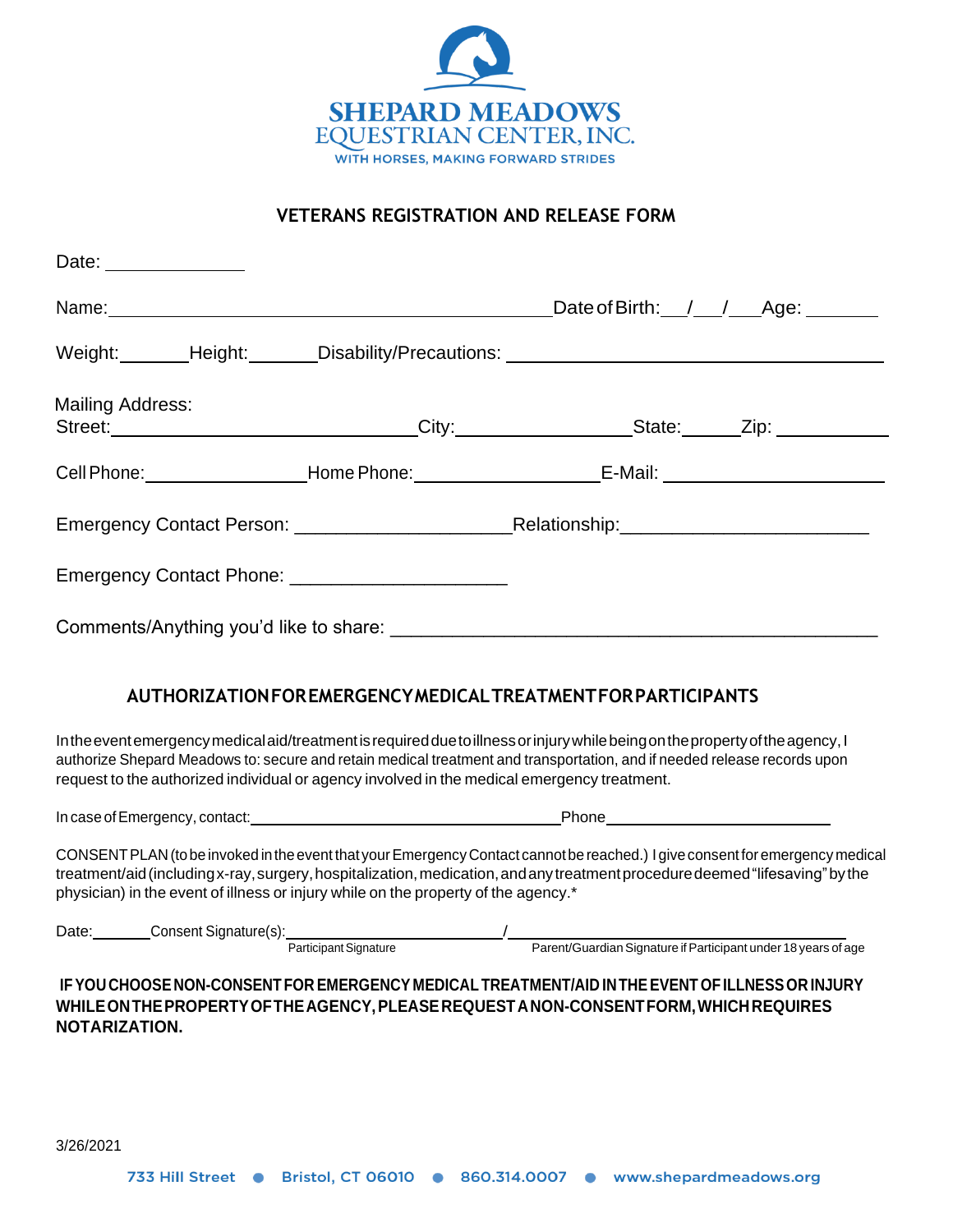**SHEPARD MEADOWS**
**EQUESTRIAN CENTER, INC.**
WITH HORSES, MAKING FORWARD STRIDES

## VETERANS REGISTRATION AND RELEASE FORM

Date: ______________

Name: ________________________________________________ Date of Birth: ___/___/___ Age: _______

Weight: _______ Height: _______ Disability/Precautions: ______________________________________

Mailing Address:
Street: ______________________________ City: _________________ State: ______ Zip: ___________

Cell Phone: ________________ Home Phone: __________________ E-Mail: _______________________

Emergency Contact Person: ____________________ Relationship: _______________________

Emergency Contact Phone: ____________________

Comments/Anything you'd like to share: _____________________________________________

### AUTHORIZATION FOR EMERGENCY MEDICAL TREATMENT FOR PARTICIPANTS

In the event emergency medical aid/treatment is required due to illness or injury while being on the property of the agency, I authorize Shepard Meadows to: secure and retain medical treatment and transportation, and if needed release records upon request to the authorized individual or agency involved in the medical emergency treatment.

In case of Emergency, contact: ____________________________________ Phone __________________________

CONSENT PLAN (to be invoked in the event that your Emergency Contact cannot be reached.) I give consent for emergency medical treatment/aid (including x-ray, surgery, hospitalization, medication, and any treatment procedure deemed "lifesaving" by the physician) in the event of illness or injury while on the property of the agency.*

Date: _______ Consent Signature(s): __________________________ / ____________________________________
Participant Signature / Parent/Guardian Signature if Participant under 18 years of age

**IF YOU CHOOSE NON-CONSENT FOR EMERGENCY MEDICAL TREATMENT/AID IN THE EVENT OF ILLNESS OR INJURY WHILE ON THE PROPERTY OF THE AGENCY, PLEASE REQUEST A NON-CONSENT FORM, WHICH REQUIRES NOTARIZATION.**

3/26/2021

733 Hill Street ● Bristol, CT 06010 ● 860.314.0007 ● www.shepardmeadows.org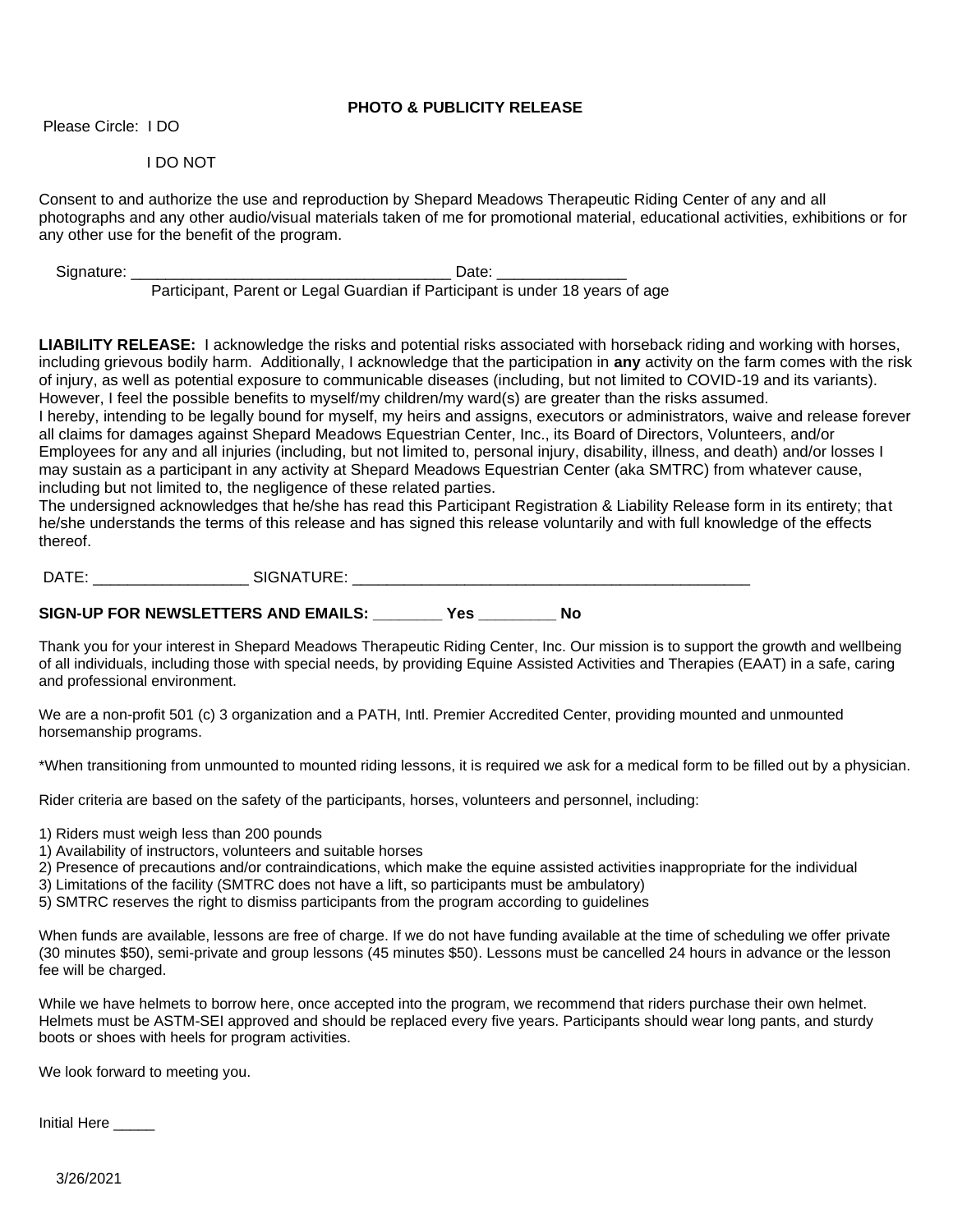**PHOTO & PUBLICITY RELEASE**

Please Circle: I DO

I DO NOT

Consent to and authorize the use and reproduction by Shepard Meadows Therapeutic Riding Center of any and all photographs and any other audio/visual materials taken of me for promotional material, educational activities, exhibitions or for any other use for the benefit of the program.

Signature: _____________________________________ Date: _______________

Participant, Parent or Legal Guardian if Participant is under 18 years of age

**LIABILITY RELEASE:** I acknowledge the risks and potential risks associated with horseback riding and working with horses, including grievous bodily harm. Additionally, I acknowledge that the participation in **any** activity on the farm comes with the risk of injury, as well as potential exposure to communicable diseases (including, but not limited to COVID-19 and its variants). However, I feel the possible benefits to myself/my children/my ward(s) are greater than the risks assumed.
I hereby, intending to be legally bound for myself, my heirs and assigns, executors or administrators, waive and release forever all claims for damages against Shepard Meadows Equestrian Center, Inc., its Board of Directors, Volunteers, and/or Employees for any and all injuries (including, but not limited to, personal injury, disability, illness, and death) and/or losses I may sustain as a participant in any activity at Shepard Meadows Equestrian Center (aka SMTRC) from whatever cause, including but not limited to, the negligence of these related parties.
The undersigned acknowledges that he/she has read this Participant Registration & Liability Release form in its entirety; that he/she understands the terms of this release and has signed this release voluntarily and with full knowledge of the effects thereof.

DATE: __________________ SIGNATURE: ______________________________________________

**SIGN-UP FOR NEWSLETTERS AND EMAILS: ________ Yes _________ No**

Thank you for your interest in Shepard Meadows Therapeutic Riding Center, Inc. Our mission is to support the growth and wellbeing of all individuals, including those with special needs, by providing Equine Assisted Activities and Therapies (EAAT) in a safe, caring and professional environment.

We are a non-profit 501 (c) 3 organization and a PATH, Intl. Premier Accredited Center, providing mounted and unmounted horsemanship programs.

*When transitioning from unmounted to mounted riding lessons, it is required we ask for a medical form to be filled out by a physician.

Rider criteria are based on the safety of the participants, horses, volunteers and personnel, including:

1) Riders must weigh less than 200 pounds
1) Availability of instructors, volunteers and suitable horses
2) Presence of precautions and/or contraindications, which make the equine assisted activities inappropriate for the individual
3) Limitations of the facility (SMTRC does not have a lift, so participants must be ambulatory)
5) SMTRC reserves the right to dismiss participants from the program according to guidelines

When funds are available, lessons are free of charge. If we do not have funding available at the time of scheduling we offer private (30 minutes $50), semi-private and group lessons (45 minutes $50). Lessons must be cancelled 24 hours in advance or the lesson fee will be charged.

While we have helmets to borrow here, once accepted into the program, we recommend that riders purchase their own helmet. Helmets must be ASTM-SEI approved and should be replaced every five years. Participants should wear long pants, and sturdy boots or shoes with heels for program activities.

We look forward to meeting you.

Initial Here _____

3/26/2021